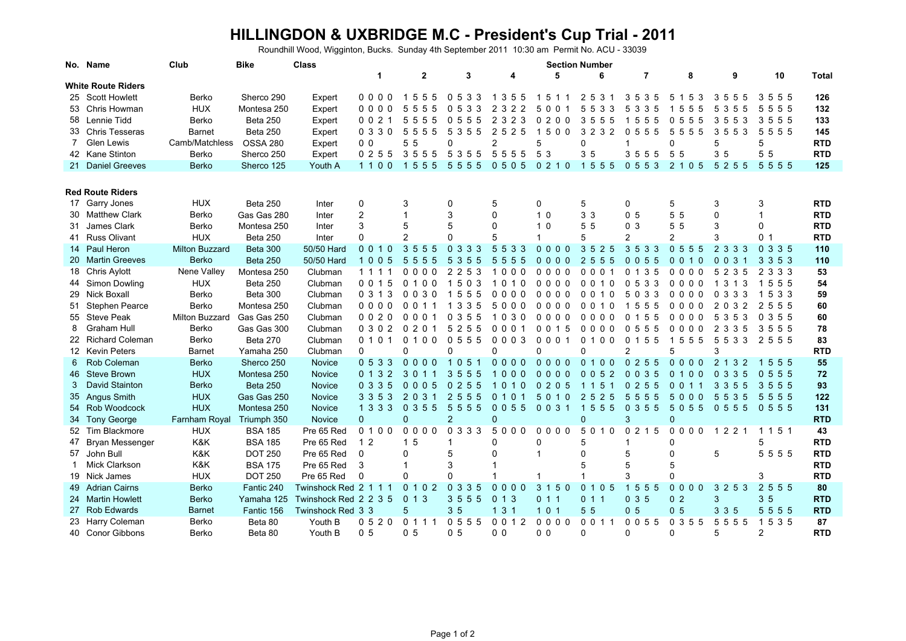# HILLINGDON & UXBRIDGE M.C - President's Cup Trial - 2011

Roundhill Wood, Wigginton, Bucks. Sunday 4th September 2011 10:30 am Permit No. ACU - 33039

| No. | Name | Club | Bike | Class | 1 | 2 | 3 | 4 | 5 | 6 | 7 | 8 | 9 | 10 | Total |
|---|---|---|---|---|---|---|---|---|---|---|---|---|---|---|---|
| **White Route Riders** | | | | | | | | | | | | | | | |
| 25 | Scott Howlett | Berko | Sherco 290 | Expert | 0 0 0 0 | 1 5 5 5 | 0 5 3 3 | 1 3 5 5 | 1 5 1 1 | 2 5 3 1 | 3 5 3 5 | 5 1 5 3 | 3 5 5 5 | 3 5 5 5 | **126** |
| 53 | Chris Howman | HUX | Montesa 250 | Expert | 0 0 0 0 | 5 5 5 5 | 0 5 3 3 | 2 3 2 2 | 5 0 0 1 | 5 5 3 3 | 5 3 3 5 | 1 5 5 5 | 5 3 5 5 | 5 5 5 5 | **132** |
| 58 | Lennie Tidd | Berko | Beta 250 | Expert | 0 0 2 1 | 5 5 5 5 | 0 5 5 5 | 2 3 2 3 | 0 2 0 0 | 3 5 5 5 | 1 5 5 5 | 0 5 5 5 | 3 5 5 3 | 3 5 5 5 | **133** |
| 33 | Chris Tesseras | Barnet | Beta 250 | Expert | 0 3 3 0 | 5 5 5 5 | 5 3 5 5 | 2 5 2 5 | 1 5 0 0 | 3 2 3 2 | 0 5 5 5 | 5 5 5 5 | 3 5 5 3 | 5 5 5 5 | **145** |
| 7 | Glen Lewis | Camb/Matchless | OSSA 280 | Expert | 0 0 | 5 5 | 0 | 2 | 5 | 0 | 1 | 0 | 5 | 5 | **RTD** |
| 42 | Kane Stinton | Berko | Sherco 250 | Expert | 0 2 5 5 | 3 5 5 5 | 5 3 5 5 | 5 5 5 5 | 5 3 | 3 5 | 3 5 5 5 | 5 5 | 3 5 | 5 5 | **RTD** |
| 21 | Daniel Greeves | Berko | Sherco 125 | Youth A | 1 1 0 0 | 1 5 5 5 | 5 5 5 5 | 0 5 0 5 | 0 2 1 0 | 1 5 5 5 | 0 5 5 3 | 2 1 0 5 | 5 2 5 5 | 5 5 5 5 | **125** |
| **Red Route Riders** | | | | | | | | | | | | | | | |
| 17 | Garry Jones | HUX | Beta 250 | Inter | 0 | 3 | 0 | 5 | 0 | 5 | 0 | 5 | 3 | 3 | **RTD** |
| 30 | Matthew Clark | Berko | Gas Gas 280 | Inter | 2 | 1 | 3 | 0 | 1 0 | 3 3 | 0 5 | 5 5 | 0 | 1 | **RTD** |
| 31 | James Clark | Berko | Montesa 250 | Inter | 3 | 5 | 5 | 0 | 1 0 | 5 5 | 0 3 | 5 5 | 3 | 0 | **RTD** |
| 41 | Russ Olivant | HUX | Beta 250 | Inter | 0 | 2 | 0 | 5 | 1 | 5 | 2 | 2 | 3 | 0 1 | **RTD** |
| 14 | Paul Heron | Milton Buzzard | Beta 300 | 50/50 Hard | 0 0 1 0 | 3 5 5 5 | 0 3 3 3 | 5 5 3 3 | 0 0 0 0 | 3 5 2 5 | 3 5 3 3 | 0 5 5 5 | 2 3 3 3 | 0 3 3 5 | **110** |
| 20 | Martin Greeves | Berko | Beta 250 | 50/50 Hard | 1 0 0 5 | 5 5 5 5 | 5 3 5 5 | 5 5 5 5 | 0 0 0 0 | 2 5 5 5 | 0 0 5 5 | 0 0 1 0 | 0 0 3 1 | 3 3 5 3 | **110** |
| 18 | Chris Aylott | Nene Valley | Montesa 250 | Clubman | 1 1 1 1 | 0 0 0 0 | 2 2 5 3 | 1 0 0 0 | 0 0 0 0 | 0 0 0 1 | 0 1 3 5 | 0 0 0 0 | 5 2 3 5 | 2 3 3 3 | **53** |
| 44 | Simon Dowling | HUX | Beta 250 | Clubman | 0 0 1 5 | 0 1 0 0 | 1 5 0 3 | 1 0 1 0 | 0 0 0 0 | 0 0 1 0 | 0 5 3 3 | 0 0 0 0 | 1 3 1 3 | 1 5 5 5 | **54** |
| 29 | Nick Boxall | Berko | Beta 300 | Clubman | 0 3 1 3 | 0 0 3 0 | 1 5 5 5 | 0 0 0 0 | 0 0 0 0 | 0 0 1 0 | 5 0 3 3 | 0 0 0 0 | 0 3 3 3 | 1 5 3 3 | **59** |
| 51 | Stephen Pearce | Berko | Montesa 250 | Clubman | 0 0 0 0 | 0 0 1 1 | 1 3 3 5 | 5 0 0 0 | 0 0 0 0 | 0 0 1 0 | 1 5 5 5 | 0 0 0 0 | 2 0 3 2 | 2 5 5 5 | **60** |
| 55 | Steve Peak | Milton Buzzard | Gas Gas 250 | Clubman | 0 0 2 0 | 0 0 0 1 | 0 3 5 5 | 1 0 3 0 | 0 0 0 0 | 0 0 0 0 | 0 1 5 5 | 0 0 0 0 | 5 3 5 3 | 0 3 5 5 | **60** |
| 8 | Graham Hull | Berko | Gas Gas 300 | Clubman | 0 3 0 2 | 0 2 0 1 | 5 2 5 5 | 0 0 0 1 | 0 0 1 5 | 0 0 0 0 | 0 5 5 5 | 0 0 0 0 | 2 3 3 5 | 3 5 5 5 | **78** |
| 22 | Richard Coleman | Berko | Beta 270 | Clubman | 0 1 0 1 | 0 1 0 0 | 0 5 5 5 | 0 0 0 3 | 0 0 0 1 | 0 1 0 0 | 0 1 5 5 | 1 5 5 5 | 5 5 3 3 | 2 5 5 5 | **83** |
| 12 | Kevin Peters | Barnet | Yamaha 250 | Clubman | 0 | 0 | 0 | 0 | 0 | 0 | 2 | 5 | 3 | | **RTD** |
| 6 | Rob Coleman | Berko | Sherco 250 | Novice | 0 5 3 3 | 0 0 0 0 | 1 0 5 1 | 0 0 0 0 | 0 0 0 0 | 0 1 0 0 | 0 2 5 5 | 0 0 0 0 | 2 1 3 2 | 1 5 5 5 | **55** |
| 46 | Steve Brown | HUX | Montesa 250 | Novice | 0 1 3 2 | 3 0 1 1 | 3 5 5 5 | 1 0 0 0 | 0 0 0 0 | 0 0 5 2 | 0 0 3 5 | 0 1 0 0 | 0 3 3 5 | 0 5 5 5 | **72** |
| 3 | David Stainton | Berko | Beta 250 | Novice | 0 3 3 5 | 0 0 0 5 | 0 2 5 5 | 1 0 1 0 | 0 2 0 5 | 1 1 5 1 | 0 2 5 5 | 0 0 1 1 | 3 3 5 5 | 3 5 5 5 | **93** |
| 35 | Angus Smith | HUX | Gas Gas 250 | Novice | 3 3 5 3 | 2 0 3 1 | 2 5 5 5 | 0 1 0 1 | 5 0 1 0 | 2 5 2 5 | 5 5 5 5 | 5 0 0 0 | 5 5 3 5 | 5 5 5 5 | **122** |
| 54 | Rob Woodcock | HUX | Montesa 250 | Novice | 1 3 3 3 | 0 3 5 5 | 5 5 5 5 | 0 0 5 5 | 0 0 3 1 | 1 5 5 5 | 0 3 5 5 | 5 0 5 5 | 0 5 5 5 | 0 5 5 5 | **131** |
| 34 | Tony George | Farnham Royal | Triumph 350 | Novice | 0 | 0 | 2 | 0 | | 0 | 3 | 0 | | | **RTD** |
| 52 | Tim Blackmore | HUX | BSA 185 | Pre 65 Red | 0 1 0 0 | 0 0 0 0 | 0 3 3 3 | 5 0 0 0 | 0 0 0 0 | 5 0 1 0 | 0 2 1 5 | 0 0 0 0 | 1 2 2 1 | 1 1 5 1 | **43** |
| 47 | Bryan Messenger | K&K | BSA 185 | Pre 65 Red | 1 2 | 1 5 | 1 | 0 | 0 | 5 | 1 | 0 | | 5 | **RTD** |
| 57 | John Bull | K&K | DOT 250 | Pre 65 Red | 0 | 0 | 5 | 0 | 1 | 0 | 5 | 0 | 5 | 5 5 5 5 | **RTD** |
| 1 | Mick Clarkson | K&K | BSA 175 | Pre 65 Red | 3 | 1 | 3 | 1 | | 5 | 5 | 5 | | | **RTD** |
| 19 | Nick James | HUX | DOT 250 | Pre 65 Red | 0 | 0 | 0 | 1 | 1 | 1 | 3 | 0 | | 3 | **RTD** |
| 49 | Adrian Cairns | Berko | Fantic 240 | Twinshock Red | 2 1 1 1 | 0 1 0 2 | 0 3 3 5 | 0 0 0 0 | 3 1 5 0 | 0 1 0 5 | 1 5 5 5 | 0 0 0 0 | 3 2 5 3 | 2 5 5 5 | **80** |
| 24 | Martin Howlett | Berko | Yamaha 125 | Twinshock Red | 2 2 3 5 | 0 1 3 | 3 5 5 5 | 0 1 3 | 0 1 1 | 0 1 1 | 0 3 5 | 0 2 | 3 | 3 5 | **RTD** |
| 27 | Rob Edwards | Barnet | Fantic 156 | Twinshock Red | 3 3 | 5 | 3 5 | 1 3 1 | 1 0 1 | 5 5 | 0 5 | 0 5 | 3 3 5 | 5 5 5 5 | **RTD** |
| 23 | Harry Coleman | Berko | Beta 80 | Youth B | 0 5 2 0 | 0 1 1 1 | 0 5 5 5 | 0 0 1 2 | 0 0 0 0 | 0 0 1 1 | 0 0 5 5 | 0 3 5 5 | 5 5 5 5 | 1 5 3 5 | **87** |
| 40 | Conor Gibbons | Berko | Beta 80 | Youth B | 0 5 | 0 5 | 0 5 | 0 0 | 0 0 | 0 | 0 | 0 | 5 | 2 | **RTD** |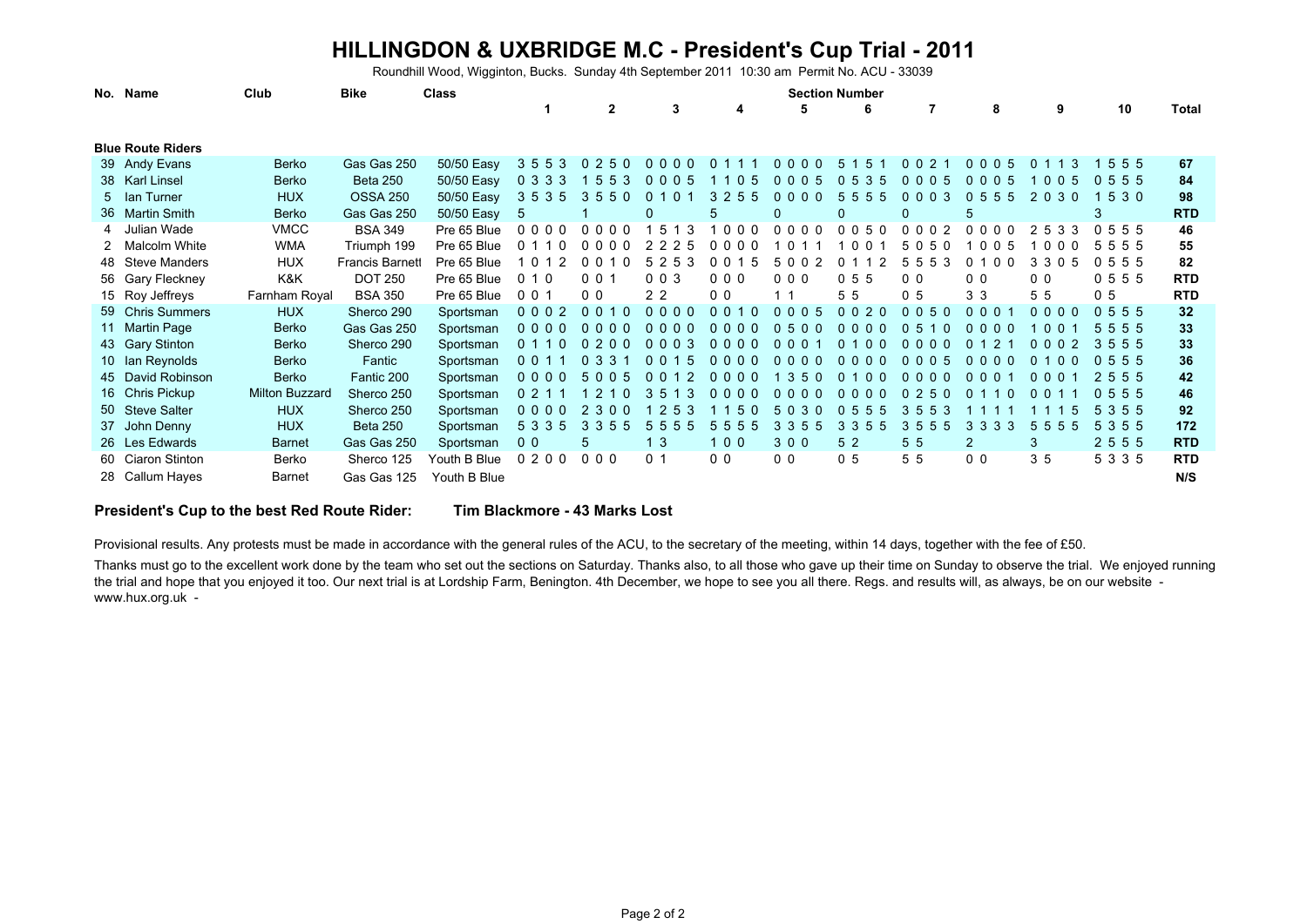# HILLINGDON & UXBRIDGE M.C - President's Cup Trial - 2011

Roundhill Wood, Wigginton, Bucks. Sunday 4th September 2011 10:30 am Permit No. ACU - 33039

| No. | Name | Club | Bike | Class | 1 | 2 | 3 | 4 | 5 | 6 | 7 | 8 | 9 | 10 | Total |
|---|---|---|---|---|---|---|---|---|---|---|---|---|---|---|---|
| | **Blue Route Riders** | | | | | | | | | | | | | | |
| 39 | Andy Evans | Berko | Gas Gas 250 | 50/50 Easy | 3 5 5 3 | 0 2 5 0 | 0 0 0 0 | 0 1 1 1 | 0 0 0 0 | 5 1 5 1 | 0 0 2 1 | 0 0 0 5 | 0 1 1 3 | 1 5 5 5 | **67** |
| 38 | Karl Linsel | Berko | Beta 250 | 50/50 Easy | 0 3 3 3 | 1 5 5 3 | 0 0 0 5 | 1 1 0 5 | 0 0 0 5 | 0 5 3 5 | 0 0 0 5 | 0 0 0 5 | 1 0 0 5 | 0 5 5 5 | **84** |
| 5 | Ian Turner | HUX | OSSA 250 | 50/50 Easy | 3 5 3 5 | 3 5 5 0 | 0 1 0 1 | 3 2 5 5 | 0 0 0 0 | 5 5 5 5 | 0 0 0 3 | 0 5 5 5 | 2 0 3 0 | 1 5 3 0 | **98** |
| 36 | Martin Smith | Berko | Gas Gas 250 | 50/50 Easy | 5 | 1 | 0 | 5 | 0 | 0 | 0 | 5 | | 3 | **RTD** |
| 4 | Julian Wade | VMCC | BSA 349 | Pre 65 Blue | 0 0 0 0 | 0 0 0 0 | 1 5 1 3 | 1 0 0 0 | 0 0 0 0 | 0 0 5 0 | 0 0 0 2 | 0 0 0 0 | 2 5 3 3 | 0 5 5 5 | **46** |
| 2 | Malcolm White | WMA | Triumph 199 | Pre 65 Blue | 0 1 1 0 | 0 0 0 0 | 2 2 2 5 | 0 0 0 0 | 1 0 1 1 | 1 0 0 1 | 5 0 5 0 | 1 0 0 5 | 1 0 0 0 | 5 5 5 5 | **55** |
| 48 | Steve Manders | HUX | Francis Barnett | Pre 65 Blue | 1 0 1 2 | 0 0 1 0 | 5 2 5 3 | 0 0 1 5 | 5 0 0 2 | 0 1 1 2 | 5 5 5 3 | 0 1 0 0 | 3 3 0 5 | 0 5 5 5 | **82** |
| 56 | Gary Fleckney | K&K | DOT 250 | Pre 65 Blue | 0 1 0 | 0 0 1 | 0 0 3 | 0 0 0 | 0 0 0 | 0 5 5 | 0 0 | 0 0 | 0 0 | 0 5 5 5 | **RTD** |
| 15 | Roy Jeffreys | Farnham Royal | BSA 350 | Pre 65 Blue | 0 0 1 | 0 0 | 2 2 | 0 0 | 1 1 | 5 5 | 0 5 | 3 3 | 5 5 | 0 5 | **RTD** |
| 59 | Chris Summers | HUX | Sherco 290 | Sportsman | 0 0 0 2 | 0 0 1 0 | 0 0 0 0 | 0 0 1 0 | 0 0 0 5 | 0 0 2 0 | 0 0 5 0 | 0 0 0 1 | 0 0 0 0 | 0 5 5 5 | **32** |
| 11 | Martin Page | Berko | Gas Gas 250 | Sportsman | 0 0 0 0 | 0 0 0 0 | 0 0 0 0 | 0 0 0 0 | 0 5 0 0 | 0 0 0 0 | 0 5 1 0 | 0 0 0 0 | 1 0 0 1 | 5 5 5 5 | **33** |
| 43 | Gary Stinton | Berko | Sherco 290 | Sportsman | 0 1 1 0 | 0 2 0 0 | 0 0 0 3 | 0 0 0 0 | 0 0 0 1 | 0 1 0 0 | 0 0 0 0 | 0 1 2 1 | 0 0 0 2 | 3 5 5 5 | **33** |
| 10 | Ian Reynolds | Berko | Fantic | Sportsman | 0 0 1 1 | 0 3 3 1 | 0 0 1 5 | 0 0 0 0 | 0 0 0 0 | 0 0 0 0 | 0 0 0 5 | 0 0 0 0 | 0 1 0 0 | 0 5 5 5 | **36** |
| 45 | David Robinson | Berko | Fantic 200 | Sportsman | 0 0 0 0 | 5 0 0 5 | 0 0 1 2 | 0 0 0 0 | 1 3 5 0 | 0 1 0 0 | 0 0 0 0 | 0 0 0 1 | 0 0 0 1 | 2 5 5 5 | **42** |
| 16 | Chris Pickup | Milton Buzzard | Sherco 250 | Sportsman | 0 2 1 1 | 1 2 1 0 | 3 5 1 3 | 0 0 0 0 | 0 0 0 0 | 0 0 0 0 | 0 2 5 0 | 0 1 1 0 | 0 0 1 1 | 0 5 5 5 | **46** |
| 50 | Steve Salter | HUX | Sherco 250 | Sportsman | 0 0 0 0 | 2 3 0 0 | 1 2 5 3 | 1 1 5 0 | 5 0 3 0 | 0 5 5 5 | 3 5 5 3 | 1 1 1 1 | 1 1 1 5 | 5 3 5 5 | **92** |
| 37 | John Denny | HUX | Beta 250 | Sportsman | 5 3 3 5 | 3 3 5 5 | 5 5 5 5 | 5 5 5 5 | 3 3 5 5 | 3 3 5 5 | 3 5 5 5 | 3 3 3 3 | 5 5 5 5 | 5 3 5 5 | **172** |
| 26 | Les Edwards | Barnet | Gas Gas 250 | Sportsman | 0 0 | 5 | 1 3 | 1 0 0 | 3 0 0 | 5 2 | 5 5 | 2 | 3 | 2 5 5 5 | **RTD** |
| 60 | Ciaron Stinton | Berko | Sherco 125 | Youth B Blue | 0 2 0 0 | 0 0 0 | 0 1 | 0 0 | 0 0 | 0 5 | 5 5 | 0 0 | 3 5 | 5 3 3 5 | **RTD** |
| 28 | Callum Hayes | Barnet | Gas Gas 125 | Youth B Blue | | | | | | | | | | | **N/S** |

**President's Cup to the best Red Route Rider: Tim Blackmore - 43 Marks Lost**

Provisional results. Any protests must be made in accordance with the general rules of the ACU, to the secretary of the meeting, within 14 days, together with the fee of £50.

Thanks must go to the excellent work done by the team who set out the sections on Saturday. Thanks also, to all those who gave up their time on Sunday to observe the trial. We enjoyed running the trial and hope that you enjoyed it too. Our next trial is at Lordship Farm, Benington. 4th December, we hope to see you all there. Regs. and results will, as always, be on our website - www.hux.org.uk -